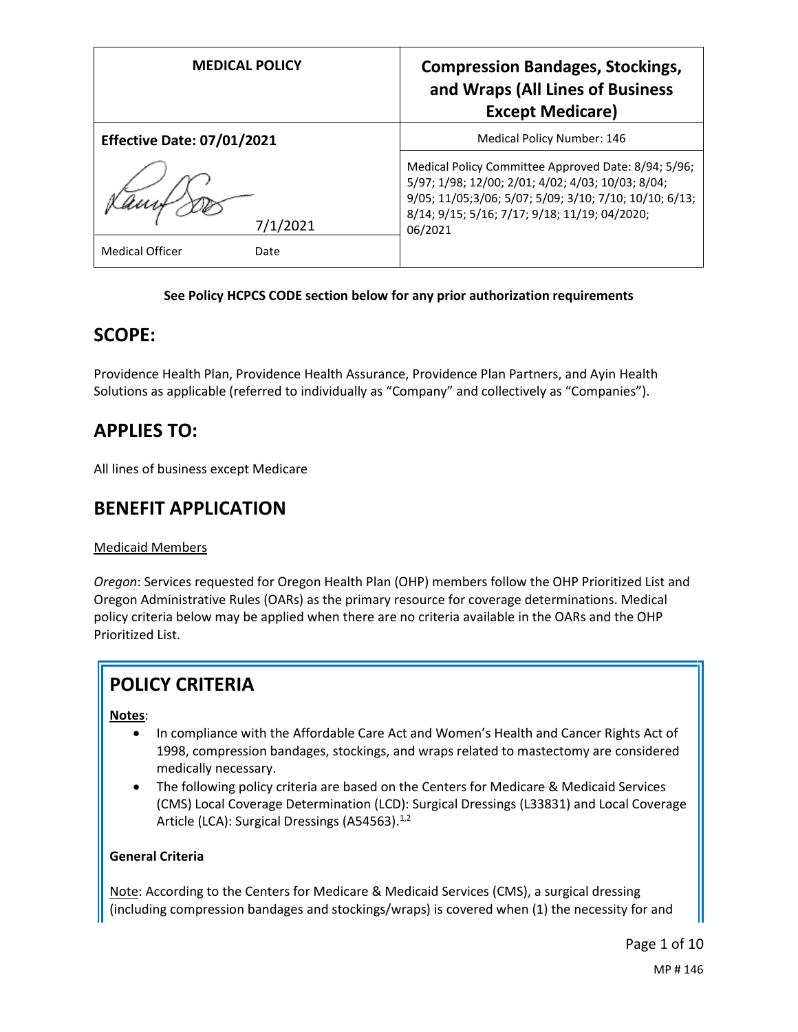| MEDICAL POLICY | Compression Bandages, Stockings, and Wraps (All Lines of Business Except Medicare) |
|---|---|
| **Effective Date: 07/01/2021** | Medical Policy Number: 146 |
| 7/1/2021 | Medical Policy Committee Approved Date: 8/94; 5/96; 5/97; 1/98; 12/00; 2/01; 4/02; 4/03; 10/03; 8/04; 9/05; 11/05;3/06; 5/07; 5/09; 3/10; 7/10; 10/10; 6/13; 8/14; 9/15; 5/16; 7/17; 9/18; 11/19; 04/2020; 06/2021 |
| Medical Officer Date | |

**See Policy HCPCS CODE section below for any prior authorization requirements**

## SCOPE:

Providence Health Plan, Providence Health Assurance, Providence Plan Partners, and Ayin Health Solutions as applicable (referred to individually as "Company" and collectively as "Companies").

## APPLIES TO:

All lines of business except Medicare

## BENEFIT APPLICATION

Medicaid Members

*Oregon*: Services requested for Oregon Health Plan (OHP) members follow the OHP Prioritized List and Oregon Administrative Rules (OARs) as the primary resource for coverage determinations. Medical policy criteria below may be applied when there are no criteria available in the OARs and the OHP Prioritized List.

## POLICY CRITERIA

**Notes**:

- In compliance with the Affordable Care Act and Women's Health and Cancer Rights Act of 1998, compression bandages, stockings, and wraps related to mastectomy are considered medically necessary.
- The following policy criteria are based on the Centers for Medicare & Medicaid Services (CMS) Local Coverage Determination (LCD): Surgical Dressings (L33831) and Local Coverage Article (LCA): Surgical Dressings (A54563).[1,2]

**General Criteria**

Note: According to the Centers for Medicare & Medicaid Services (CMS), a surgical dressing (including compression bandages and stockings/wraps) is covered when (1) the necessity for and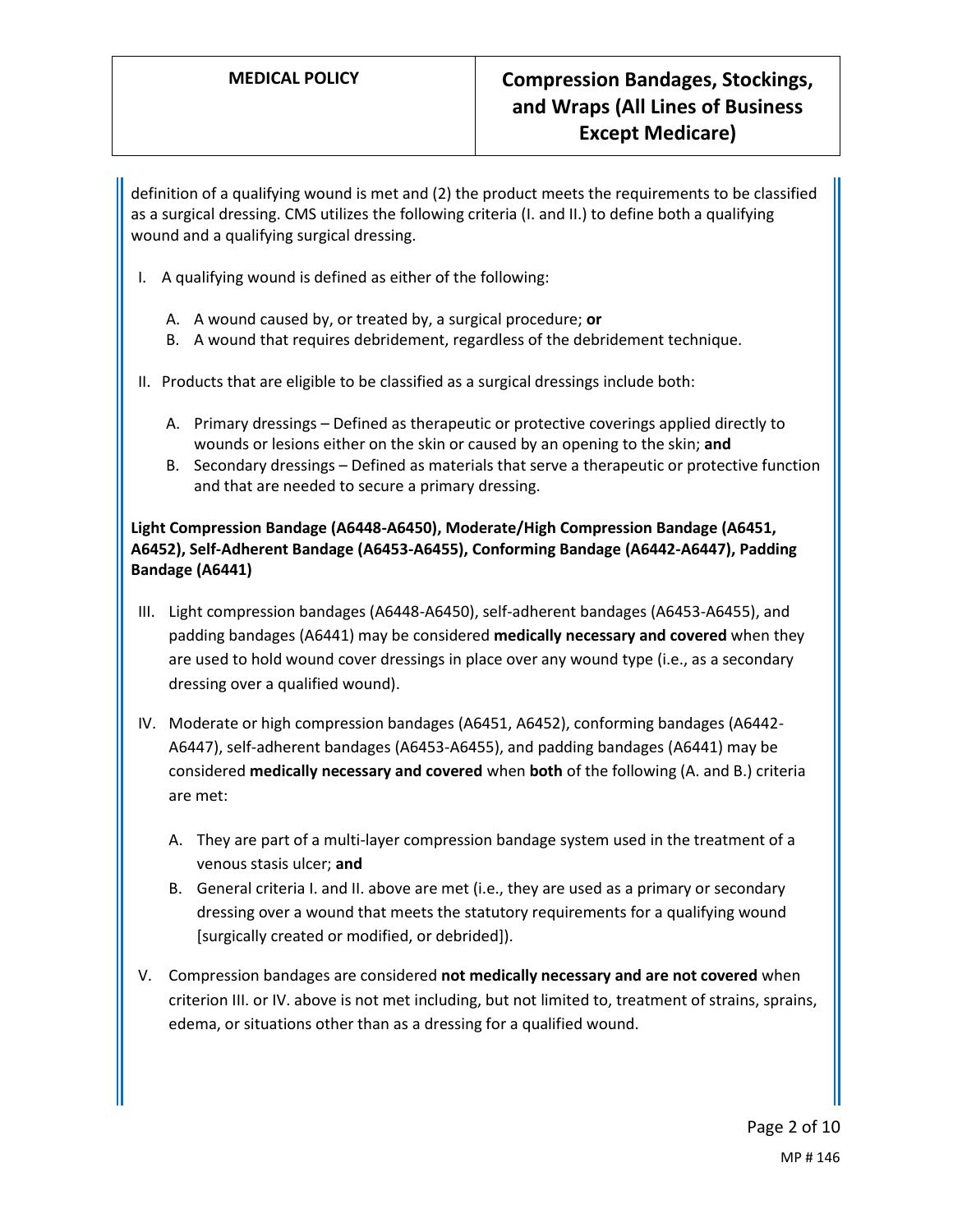definition of a qualifying wound is met and (2) the product meets the requirements to be classified as a surgical dressing. CMS utilizes the following criteria (I. and II.) to define both a qualifying wound and a qualifying surgical dressing.

I. A qualifying wound is defined as either of the following:

   A. A wound caused by, or treated by, a surgical procedure; **or**
   B. A wound that requires debridement, regardless of the debridement technique.

II. Products that are eligible to be classified as a surgical dressings include both:

   A. Primary dressings – Defined as therapeutic or protective coverings applied directly to wounds or lesions either on the skin or caused by an opening to the skin; **and**
   B. Secondary dressings – Defined as materials that serve a therapeutic or protective function and that are needed to secure a primary dressing.

**Light Compression Bandage (A6448-A6450), Moderate/High Compression Bandage (A6451, A6452), Self-Adherent Bandage (A6453-A6455), Conforming Bandage (A6442-A6447), Padding Bandage (A6441)**

III. Light compression bandages (A6448-A6450), self-adherent bandages (A6453-A6455), and padding bandages (A6441) may be considered **medically necessary and covered** when they are used to hold wound cover dressings in place over any wound type (i.e., as a secondary dressing over a qualified wound).

IV. Moderate or high compression bandages (A6451, A6452), conforming bandages (A6442-A6447), self-adherent bandages (A6453-A6455), and padding bandages (A6441) may be considered **medically necessary and covered** when **both** of the following (A. and B.) criteria are met:

   A. They are part of a multi-layer compression bandage system used in the treatment of a venous stasis ulcer; **and**
   B. General criteria I. and II. above are met (i.e., they are used as a primary or secondary dressing over a wound that meets the statutory requirements for a qualifying wound [surgically created or modified, or debrided]).

V. Compression bandages are considered **not medically necessary and are not covered** when criterion III. or IV. above is not met including, but not limited to, treatment of strains, sprains, edema, or situations other than as a dressing for a qualified wound.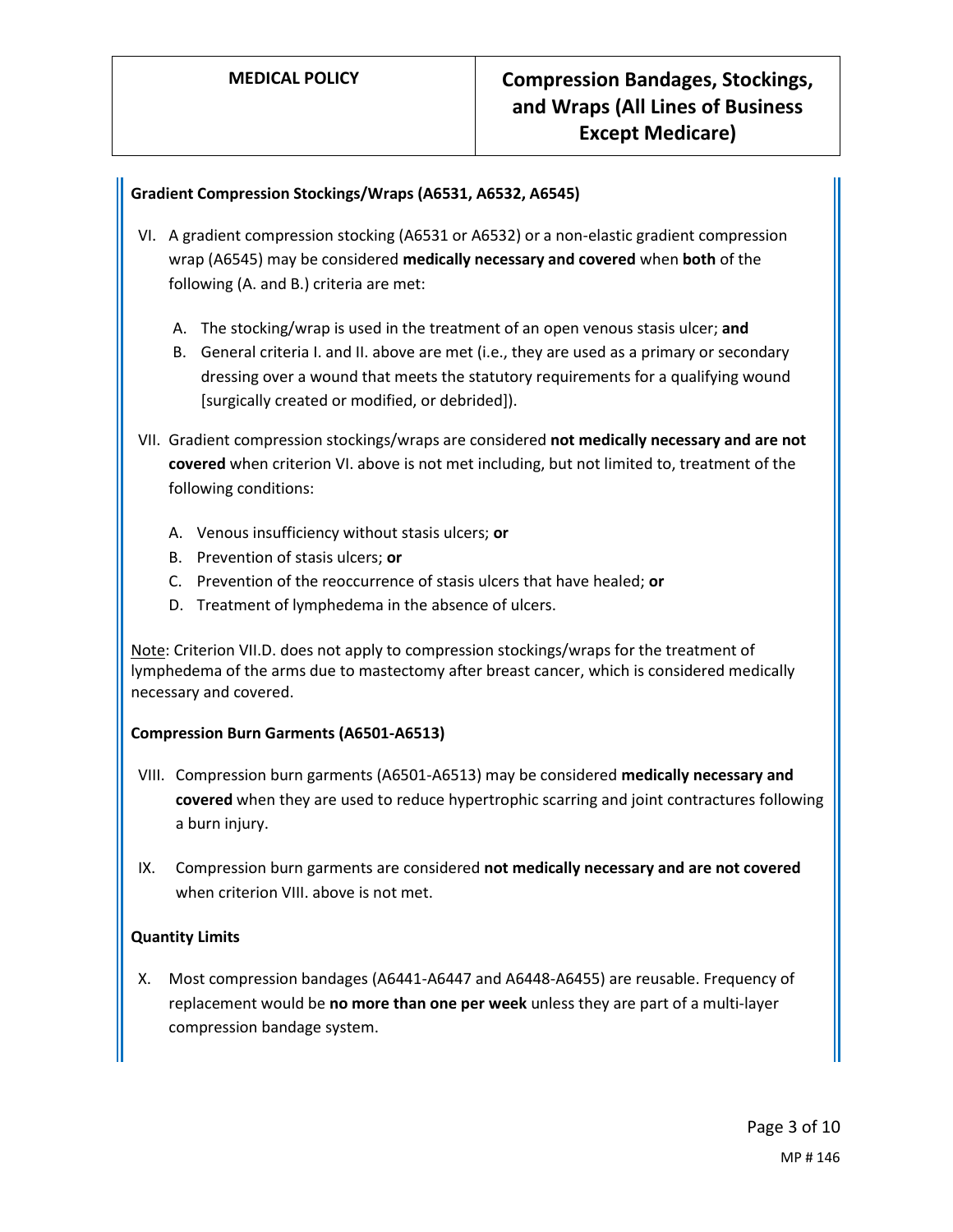**Gradient Compression Stockings/Wraps (A6531, A6532, A6545)**

VI. A gradient compression stocking (A6531 or A6532) or a non-elastic gradient compression wrap (A6545) may be considered **medically necessary and covered** when **both** of the following (A. and B.) criteria are met:

  A. The stocking/wrap is used in the treatment of an open venous stasis ulcer; **and**
  B. General criteria I. and II. above are met (i.e., they are used as a primary or secondary dressing over a wound that meets the statutory requirements for a qualifying wound [surgically created or modified, or debrided]).

VII. Gradient compression stockings/wraps are considered **not medically necessary and are not covered** when criterion VI. above is not met including, but not limited to, treatment of the following conditions:

  A. Venous insufficiency without stasis ulcers; **or**
  B. Prevention of stasis ulcers; **or**
  C. Prevention of the reoccurrence of stasis ulcers that have healed; **or**
  D. Treatment of lymphedema in the absence of ulcers.

Note: Criterion VII.D. does not apply to compression stockings/wraps for the treatment of lymphedema of the arms due to mastectomy after breast cancer, which is considered medically necessary and covered.

**Compression Burn Garments (A6501-A6513)**

VIII. Compression burn garments (A6501-A6513) may be considered **medically necessary and covered** when they are used to reduce hypertrophic scarring and joint contractures following a burn injury.

IX. Compression burn garments are considered **not medically necessary and are not covered** when criterion VIII. above is not met.

**Quantity Limits**

X. Most compression bandages (A6441-A6447 and A6448-A6455) are reusable. Frequency of replacement would be **no more than one per week** unless they are part of a multi-layer compression bandage system.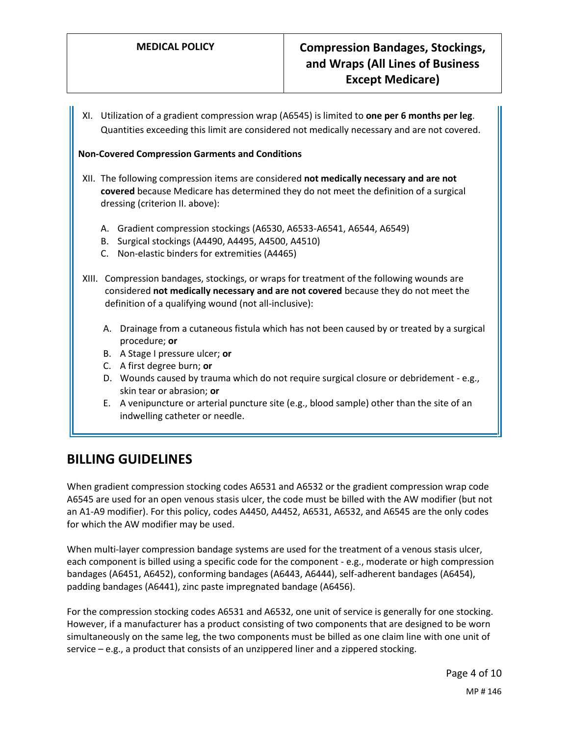XI. Utilization of a gradient compression wrap (A6545) is limited to **one per 6 months per leg**. Quantities exceeding this limit are considered not medically necessary and are not covered.

**Non-Covered Compression Garments and Conditions**

XII. The following compression items are considered **not medically necessary and are not covered** because Medicare has determined they do not meet the definition of a surgical dressing (criterion II. above):

A. Gradient compression stockings (A6530, A6533-A6541, A6544, A6549)
B. Surgical stockings (A4490, A4495, A4500, A4510)
C. Non-elastic binders for extremities (A4465)

XIII. Compression bandages, stockings, or wraps for treatment of the following wounds are considered **not medically necessary and are not covered** because they do not meet the definition of a qualifying wound (not all-inclusive):

A. Drainage from a cutaneous fistula which has not been caused by or treated by a surgical procedure; **or**
B. A Stage I pressure ulcer; **or**
C. A first degree burn; **or**
D. Wounds caused by trauma which do not require surgical closure or debridement - e.g., skin tear or abrasion; **or**
E. A venipuncture or arterial puncture site (e.g., blood sample) other than the site of an indwelling catheter or needle.

## BILLING GUIDELINES

When gradient compression stocking codes A6531 and A6532 or the gradient compression wrap code A6545 are used for an open venous stasis ulcer, the code must be billed with the AW modifier (but not an A1-A9 modifier). For this policy, codes A4450, A4452, A6531, A6532, and A6545 are the only codes for which the AW modifier may be used.

When multi-layer compression bandage systems are used for the treatment of a venous stasis ulcer, each component is billed using a specific code for the component - e.g., moderate or high compression bandages (A6451, A6452), conforming bandages (A6443, A6444), self-adherent bandages (A6454), padding bandages (A6441), zinc paste impregnated bandage (A6456).

For the compression stocking codes A6531 and A6532, one unit of service is generally for one stocking. However, if a manufacturer has a product consisting of two components that are designed to be worn simultaneously on the same leg, the two components must be billed as one claim line with one unit of service – e.g., a product that consists of an unzippered liner and a zippered stocking.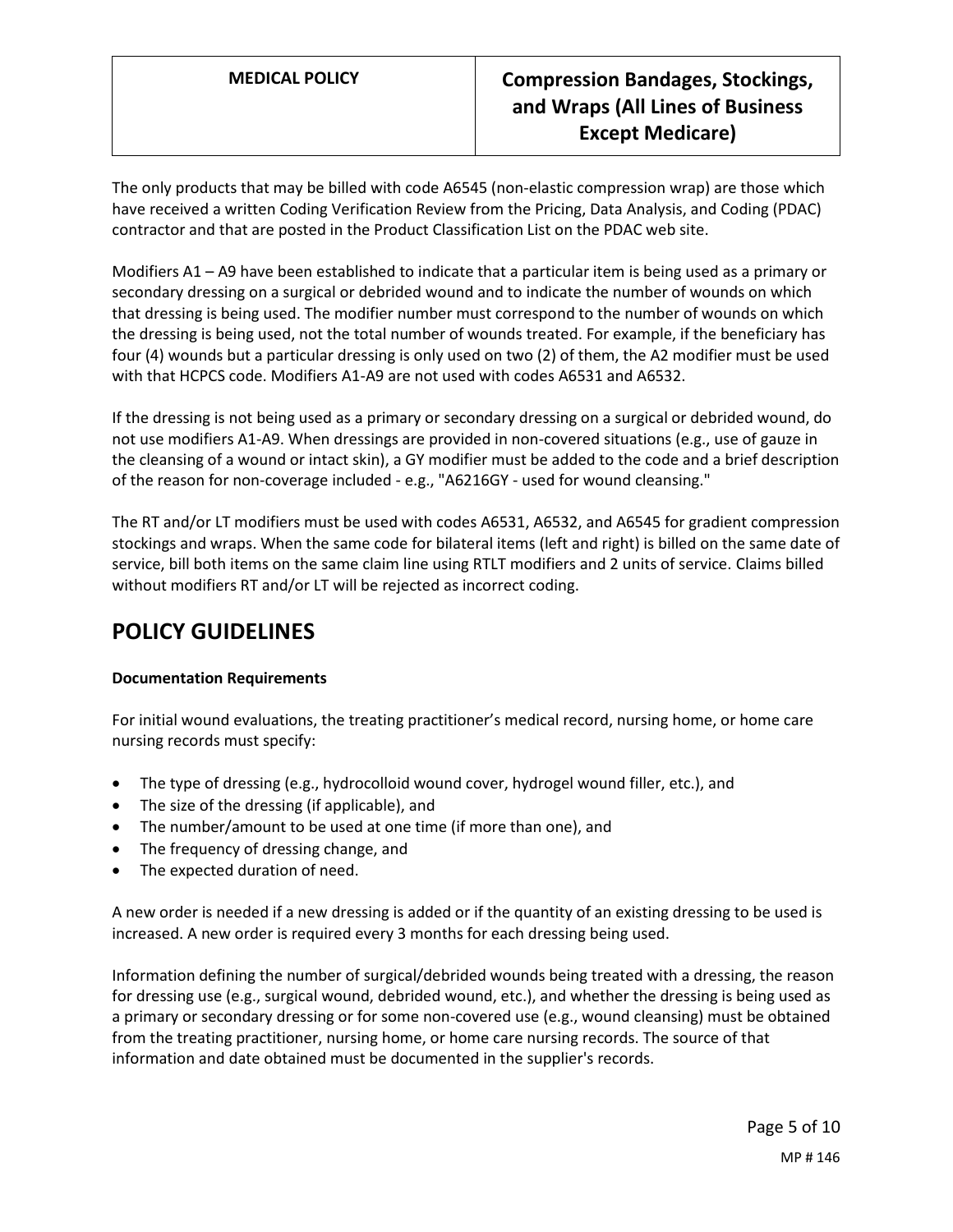The only products that may be billed with code A6545 (non-elastic compression wrap) are those which have received a written Coding Verification Review from the Pricing, Data Analysis, and Coding (PDAC) contractor and that are posted in the Product Classification List on the PDAC web site.

Modifiers A1 – A9 have been established to indicate that a particular item is being used as a primary or secondary dressing on a surgical or debrided wound and to indicate the number of wounds on which that dressing is being used. The modifier number must correspond to the number of wounds on which the dressing is being used, not the total number of wounds treated. For example, if the beneficiary has four (4) wounds but a particular dressing is only used on two (2) of them, the A2 modifier must be used with that HCPCS code. Modifiers A1-A9 are not used with codes A6531 and A6532.

If the dressing is not being used as a primary or secondary dressing on a surgical or debrided wound, do not use modifiers A1-A9. When dressings are provided in non-covered situations (e.g., use of gauze in the cleansing of a wound or intact skin), a GY modifier must be added to the code and a brief description of the reason for non-coverage included - e.g., "A6216GY - used for wound cleansing."

The RT and/or LT modifiers must be used with codes A6531, A6532, and A6545 for gradient compression stockings and wraps. When the same code for bilateral items (left and right) is billed on the same date of service, bill both items on the same claim line using RTLT modifiers and 2 units of service. Claims billed without modifiers RT and/or LT will be rejected as incorrect coding.

## POLICY GUIDELINES

**Documentation Requirements**

For initial wound evaluations, the treating practitioner's medical record, nursing home, or home care nursing records must specify:

- The type of dressing (e.g., hydrocolloid wound cover, hydrogel wound filler, etc.), and
- The size of the dressing (if applicable), and
- The number/amount to be used at one time (if more than one), and
- The frequency of dressing change, and
- The expected duration of need.

A new order is needed if a new dressing is added or if the quantity of an existing dressing to be used is increased. A new order is required every 3 months for each dressing being used.

Information defining the number of surgical/debrided wounds being treated with a dressing, the reason for dressing use (e.g., surgical wound, debrided wound, etc.), and whether the dressing is being used as a primary or secondary dressing or for some non-covered use (e.g., wound cleansing) must be obtained from the treating practitioner, nursing home, or home care nursing records. The source of that information and date obtained must be documented in the supplier's records.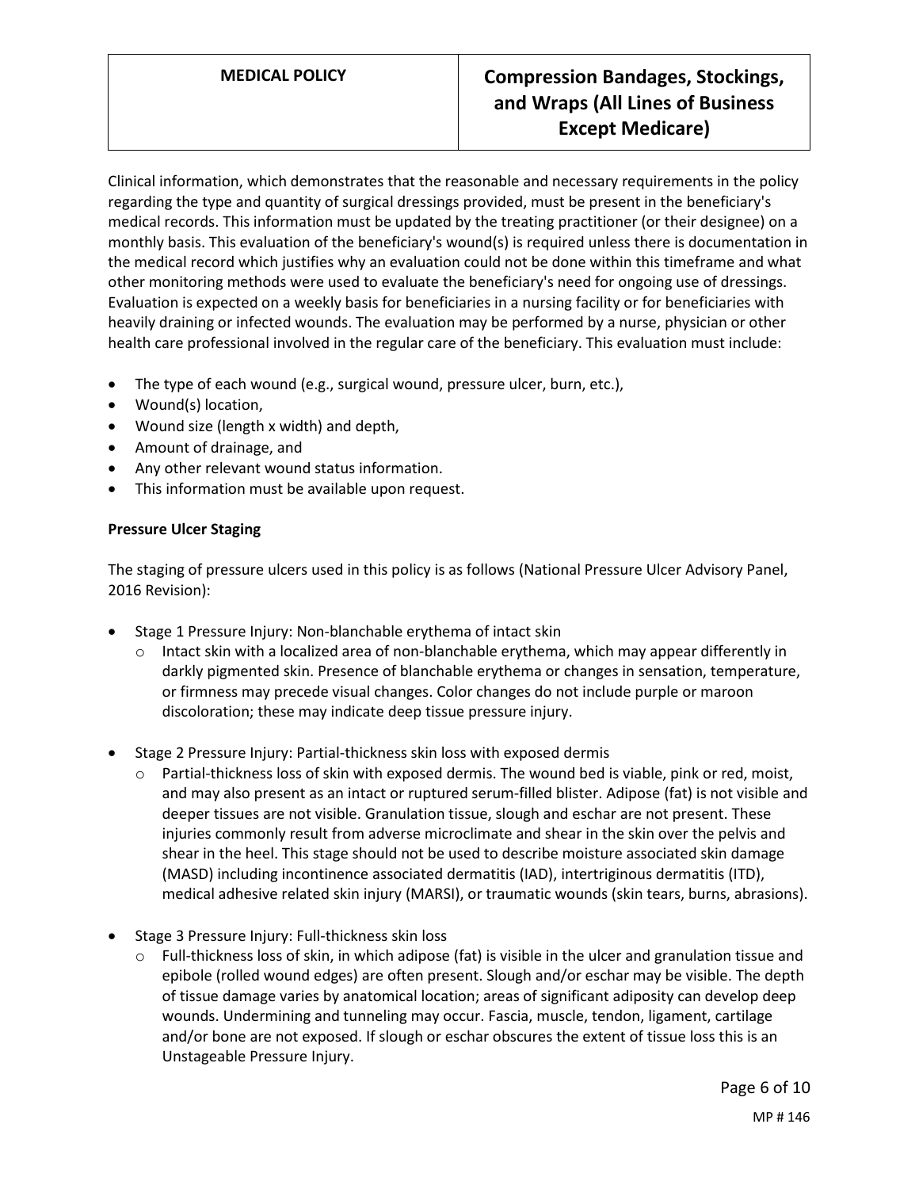Clinical information, which demonstrates that the reasonable and necessary requirements in the policy regarding the type and quantity of surgical dressings provided, must be present in the beneficiary's medical records. This information must be updated by the treating practitioner (or their designee) on a monthly basis. This evaluation of the beneficiary's wound(s) is required unless there is documentation in the medical record which justifies why an evaluation could not be done within this timeframe and what other monitoring methods were used to evaluate the beneficiary's need for ongoing use of dressings. Evaluation is expected on a weekly basis for beneficiaries in a nursing facility or for beneficiaries with heavily draining or infected wounds. The evaluation may be performed by a nurse, physician or other health care professional involved in the regular care of the beneficiary. This evaluation must include:

- The type of each wound (e.g., surgical wound, pressure ulcer, burn, etc.),
- Wound(s) location,
- Wound size (length x width) and depth,
- Amount of drainage, and
- Any other relevant wound status information.
- This information must be available upon request.

**Pressure Ulcer Staging**

The staging of pressure ulcers used in this policy is as follows (National Pressure Ulcer Advisory Panel, 2016 Revision):

- Stage 1 Pressure Injury: Non-blanchable erythema of intact skin
  - Intact skin with a localized area of non-blanchable erythema, which may appear differently in darkly pigmented skin. Presence of blanchable erythema or changes in sensation, temperature, or firmness may precede visual changes. Color changes do not include purple or maroon discoloration; these may indicate deep tissue pressure injury.
- Stage 2 Pressure Injury: Partial-thickness skin loss with exposed dermis
  - Partial-thickness loss of skin with exposed dermis. The wound bed is viable, pink or red, moist, and may also present as an intact or ruptured serum-filled blister. Adipose (fat) is not visible and deeper tissues are not visible. Granulation tissue, slough and eschar are not present. These injuries commonly result from adverse microclimate and shear in the skin over the pelvis and shear in the heel. This stage should not be used to describe moisture associated skin damage (MASD) including incontinence associated dermatitis (IAD), intertriginous dermatitis (ITD), medical adhesive related skin injury (MARSI), or traumatic wounds (skin tears, burns, abrasions).
- Stage 3 Pressure Injury: Full-thickness skin loss
  - Full-thickness loss of skin, in which adipose (fat) is visible in the ulcer and granulation tissue and epibole (rolled wound edges) are often present. Slough and/or eschar may be visible. The depth of tissue damage varies by anatomical location; areas of significant adiposity can develop deep wounds. Undermining and tunneling may occur. Fascia, muscle, tendon, ligament, cartilage and/or bone are not exposed. If slough or eschar obscures the extent of tissue loss this is an Unstageable Pressure Injury.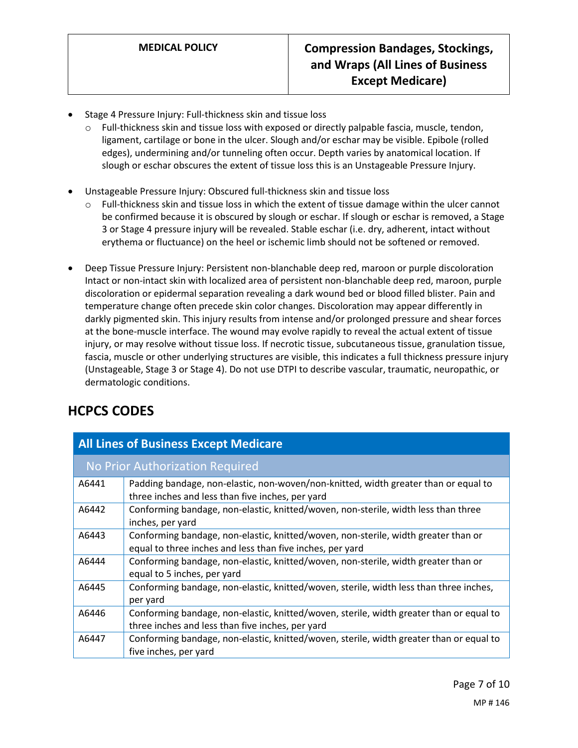- Stage 4 Pressure Injury: Full-thickness skin and tissue loss
  - Full-thickness skin and tissue loss with exposed or directly palpable fascia, muscle, tendon, ligament, cartilage or bone in the ulcer. Slough and/or eschar may be visible. Epibole (rolled edges), undermining and/or tunneling often occur. Depth varies by anatomical location. If slough or eschar obscures the extent of tissue loss this is an Unstageable Pressure Injury.

- Unstageable Pressure Injury: Obscured full-thickness skin and tissue loss
  - Full-thickness skin and tissue loss in which the extent of tissue damage within the ulcer cannot be confirmed because it is obscured by slough or eschar. If slough or eschar is removed, a Stage 3 or Stage 4 pressure injury will be revealed. Stable eschar (i.e. dry, adherent, intact without erythema or fluctuance) on the heel or ischemic limb should not be softened or removed.

- Deep Tissue Pressure Injury: Persistent non-blanchable deep red, maroon or purple discoloration Intact or non-intact skin with localized area of persistent non-blanchable deep red, maroon, purple discoloration or epidermal separation revealing a dark wound bed or blood filled blister. Pain and temperature change often precede skin color changes. Discoloration may appear differently in darkly pigmented skin. This injury results from intense and/or prolonged pressure and shear forces at the bone-muscle interface. The wound may evolve rapidly to reveal the actual extent of tissue injury, or may resolve without tissue loss. If necrotic tissue, subcutaneous tissue, granulation tissue, fascia, muscle or other underlying structures are visible, this indicates a full thickness pressure injury (Unstageable, Stage 3 or Stage 4). Do not use DTPI to describe vascular, traumatic, neuropathic, or dermatologic conditions.

## HCPCS CODES

| **All Lines of Business Except Medicare** | |
|---|---|
| No Prior Authorization Required | |
| A6441 | Padding bandage, non-elastic, non-woven/non-knitted, width greater than or equal to three inches and less than five inches, per yard |
| A6442 | Conforming bandage, non-elastic, knitted/woven, non-sterile, width less than three inches, per yard |
| A6443 | Conforming bandage, non-elastic, knitted/woven, non-sterile, width greater than or equal to three inches and less than five inches, per yard |
| A6444 | Conforming bandage, non-elastic, knitted/woven, non-sterile, width greater than or equal to 5 inches, per yard |
| A6445 | Conforming bandage, non-elastic, knitted/woven, sterile, width less than three inches, per yard |
| A6446 | Conforming bandage, non-elastic, knitted/woven, sterile, width greater than or equal to three inches and less than five inches, per yard |
| A6447 | Conforming bandage, non-elastic, knitted/woven, sterile, width greater than or equal to five inches, per yard |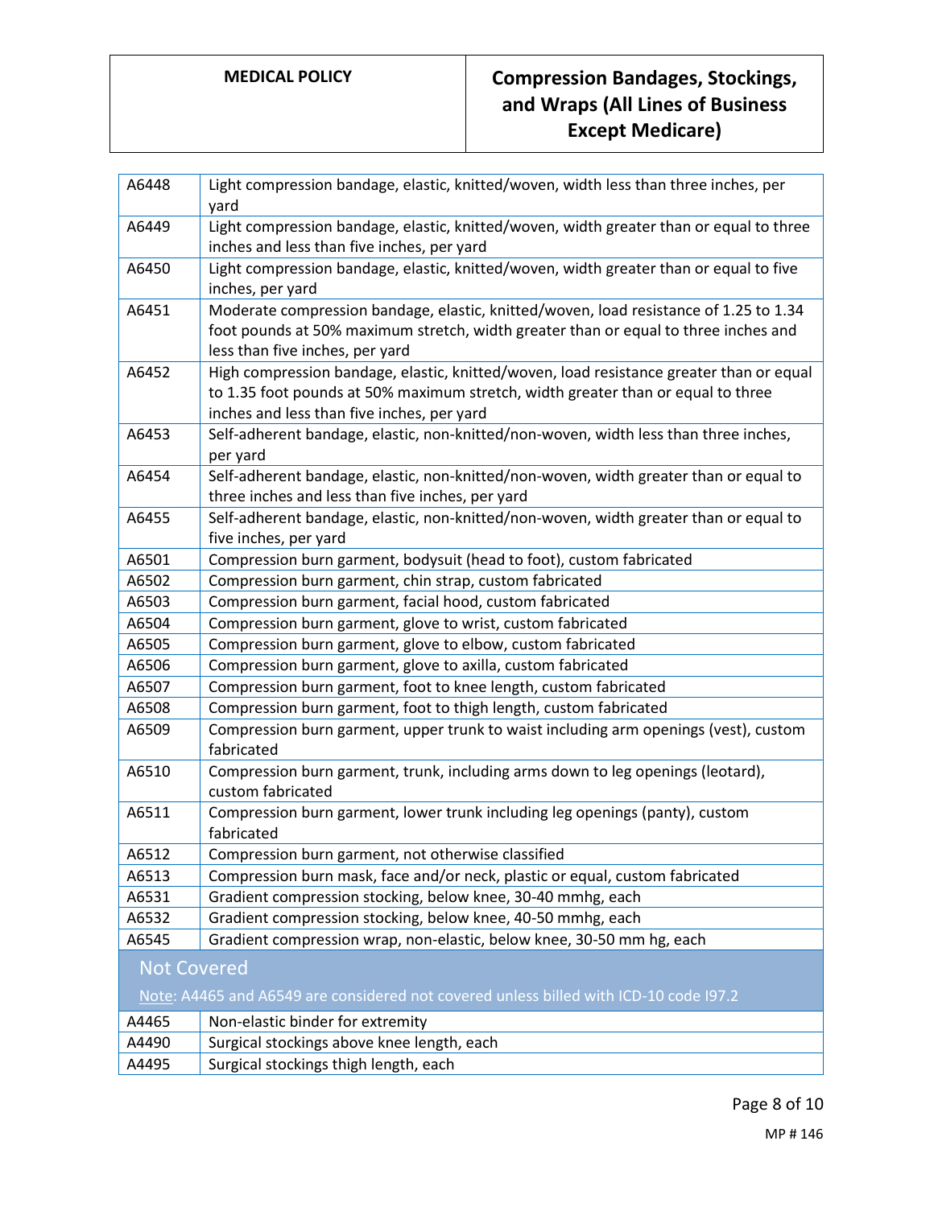| | |
|---|---|
| A6448 | Light compression bandage, elastic, knitted/woven, width less than three inches, per yard |
| A6449 | Light compression bandage, elastic, knitted/woven, width greater than or equal to three inches and less than five inches, per yard |
| A6450 | Light compression bandage, elastic, knitted/woven, width greater than or equal to five inches, per yard |
| A6451 | Moderate compression bandage, elastic, knitted/woven, load resistance of 1.25 to 1.34 foot pounds at 50% maximum stretch, width greater than or equal to three inches and less than five inches, per yard |
| A6452 | High compression bandage, elastic, knitted/woven, load resistance greater than or equal to 1.35 foot pounds at 50% maximum stretch, width greater than or equal to three inches and less than five inches, per yard |
| A6453 | Self-adherent bandage, elastic, non-knitted/non-woven, width less than three inches, per yard |
| A6454 | Self-adherent bandage, elastic, non-knitted/non-woven, width greater than or equal to three inches and less than five inches, per yard |
| A6455 | Self-adherent bandage, elastic, non-knitted/non-woven, width greater than or equal to five inches, per yard |
| A6501 | Compression burn garment, bodysuit (head to foot), custom fabricated |
| A6502 | Compression burn garment, chin strap, custom fabricated |
| A6503 | Compression burn garment, facial hood, custom fabricated |
| A6504 | Compression burn garment, glove to wrist, custom fabricated |
| A6505 | Compression burn garment, glove to elbow, custom fabricated |
| A6506 | Compression burn garment, glove to axilla, custom fabricated |
| A6507 | Compression burn garment, foot to knee length, custom fabricated |
| A6508 | Compression burn garment, foot to thigh length, custom fabricated |
| A6509 | Compression burn garment, upper trunk to waist including arm openings (vest), custom fabricated |
| A6510 | Compression burn garment, trunk, including arms down to leg openings (leotard), custom fabricated |
| A6511 | Compression burn garment, lower trunk including leg openings (panty), custom fabricated |
| A6512 | Compression burn garment, not otherwise classified |
| A6513 | Compression burn mask, face and/or neck, plastic or equal, custom fabricated |
| A6531 | Gradient compression stocking, below knee, 30-40 mmhg, each |
| A6532 | Gradient compression stocking, below knee, 40-50 mmhg, each |
| A6545 | Gradient compression wrap, non-elastic, below knee, 30-50 mm hg, each |

**Not Covered**

Note: A4465 and A6549 are considered not covered unless billed with ICD-10 code I97.2

| | |
|---|---|
| A4465 | Non-elastic binder for extremity |
| A4490 | Surgical stockings above knee length, each |
| A4495 | Surgical stockings thigh length, each |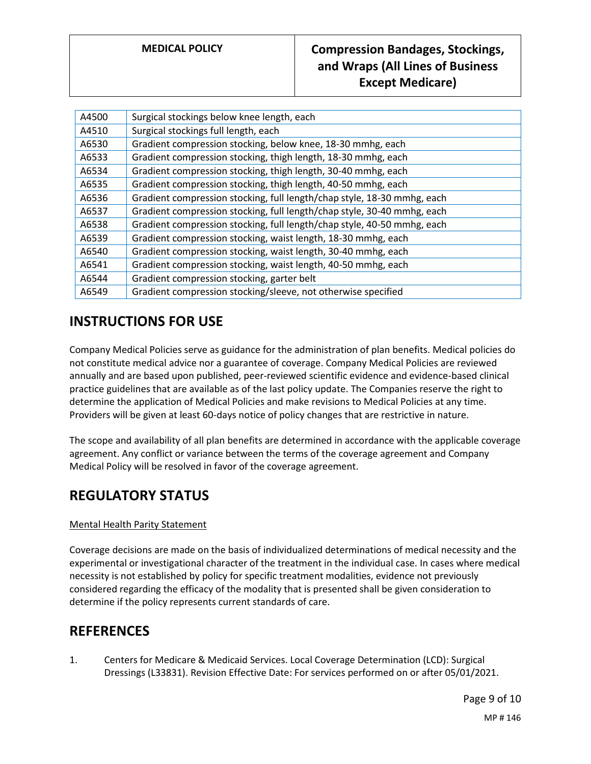| | |
|---|---|
| A4500 | Surgical stockings below knee length, each |
| A4510 | Surgical stockings full length, each |
| A6530 | Gradient compression stocking, below knee, 18-30 mmhg, each |
| A6533 | Gradient compression stocking, thigh length, 18-30 mmhg, each |
| A6534 | Gradient compression stocking, thigh length, 30-40 mmhg, each |
| A6535 | Gradient compression stocking, thigh length, 40-50 mmhg, each |
| A6536 | Gradient compression stocking, full length/chap style, 18-30 mmhg, each |
| A6537 | Gradient compression stocking, full length/chap style, 30-40 mmhg, each |
| A6538 | Gradient compression stocking, full length/chap style, 40-50 mmhg, each |
| A6539 | Gradient compression stocking, waist length, 18-30 mmhg, each |
| A6540 | Gradient compression stocking, waist length, 30-40 mmhg, each |
| A6541 | Gradient compression stocking, waist length, 40-50 mmhg, each |
| A6544 | Gradient compression stocking, garter belt |
| A6549 | Gradient compression stocking/sleeve, not otherwise specified |

# INSTRUCTIONS FOR USE

Company Medical Policies serve as guidance for the administration of plan benefits. Medical policies do not constitute medical advice nor a guarantee of coverage. Company Medical Policies are reviewed annually and are based upon published, peer-reviewed scientific evidence and evidence-based clinical practice guidelines that are available as of the last policy update. The Companies reserve the right to determine the application of Medical Policies and make revisions to Medical Policies at any time. Providers will be given at least 60-days notice of policy changes that are restrictive in nature.

The scope and availability of all plan benefits are determined in accordance with the applicable coverage agreement. Any conflict or variance between the terms of the coverage agreement and Company Medical Policy will be resolved in favor of the coverage agreement.

# REGULATORY STATUS

Mental Health Parity Statement

Coverage decisions are made on the basis of individualized determinations of medical necessity and the experimental or investigational character of the treatment in the individual case. In cases where medical necessity is not established by policy for specific treatment modalities, evidence not previously considered regarding the efficacy of the modality that is presented shall be given consideration to determine if the policy represents current standards of care.

# REFERENCES

1. Centers for Medicare & Medicaid Services. Local Coverage Determination (LCD): Surgical Dressings (L33831). Revision Effective Date: For services performed on or after 05/01/2021.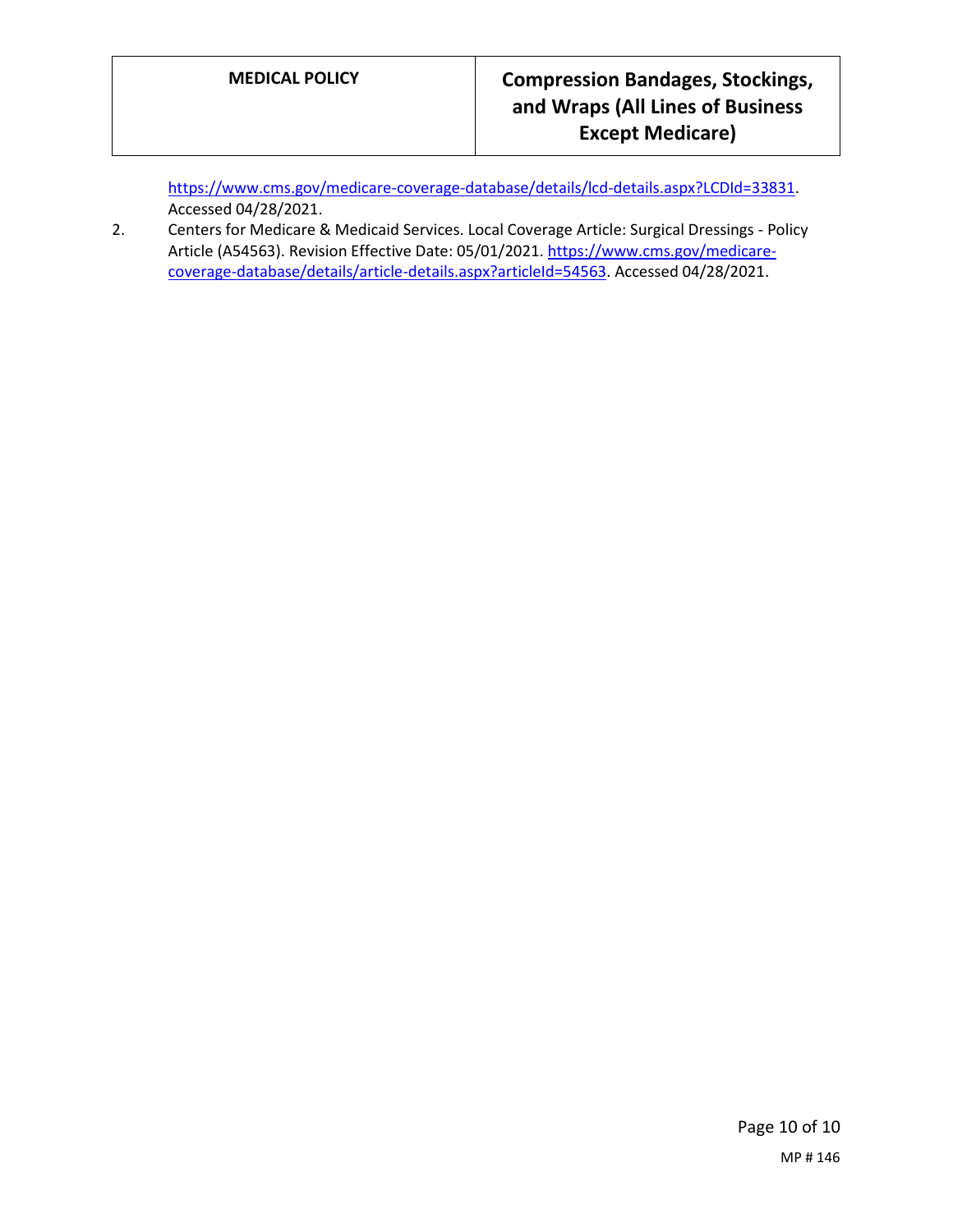https://www.cms.gov/medicare-coverage-database/details/lcd-details.aspx?LCDId=33831. Accessed 04/28/2021.

2. Centers for Medicare & Medicaid Services. Local Coverage Article: Surgical Dressings - Policy Article (A54563). Revision Effective Date: 05/01/2021. https://www.cms.gov/medicare-coverage-database/details/article-details.aspx?articleId=54563. Accessed 04/28/2021.